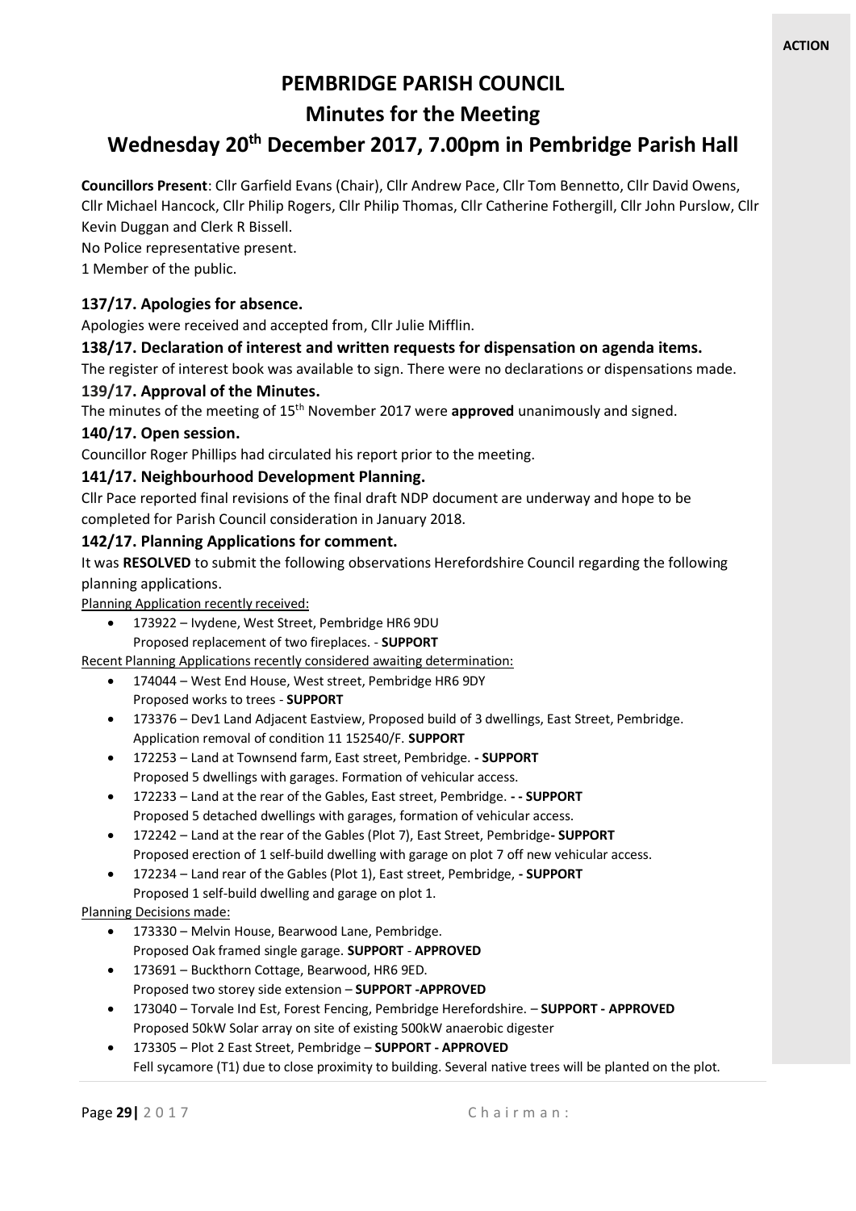**ACTION**

# PEMBRIDGE PARISH COUNCIL

## Minutes for the Meeting

## Wednesday 20th December 2017, 7.00pm in Pembridge Parish Hall

**Councillors Present**: Cllr Garfield Evans (Chair), Cllr Andrew Pace, Cllr Tom Bennetto, Cllr David Owens, Cllr Michael Hancock, Cllr Philip Rogers, Cllr Philip Thomas, Cllr Catherine Fothergill, Cllr John Purslow, Cllr Kevin Duggan and Clerk R Bissell.
No Police representative present.
1 Member of the public.

### 137/17. Apologies for absence.

Apologies were received and accepted from, Cllr Julie Mifflin.

### 138/17. Declaration of interest and written requests for dispensation on agenda items.

The register of interest book was available to sign. There were no declarations or dispensations made.

### 139/17. Approval of the Minutes.

The minutes of the meeting of 15th November 2017 were **approved** unanimously and signed.

### 140/17. Open session.

Councillor Roger Phillips had circulated his report prior to the meeting.

### 141/17. Neighbourhood Development Planning.

Cllr Pace reported final revisions of the final draft NDP document are underway and hope to be completed for Parish Council consideration in January 2018.

### 142/17. Planning Applications for comment.

It was **RESOLVED** to submit the following observations Herefordshire Council regarding the following planning applications.

Planning Application recently received:

- 173922 – Ivydene, West Street, Pembridge HR6 9DU
  Proposed replacement of two fireplaces. - **SUPPORT**

Recent Planning Applications recently considered awaiting determination:

- 174044 – West End House, West street, Pembridge HR6 9DY
  Proposed works to trees - **SUPPORT**
- 173376 – Dev1 Land Adjacent Eastview, Proposed build of 3 dwellings, East Street, Pembridge. Application removal of condition 11 152540/F. **SUPPORT**
- 172253 – Land at Townsend farm, East street, Pembridge. **- SUPPORT**
  Proposed 5 dwellings with garages. Formation of vehicular access.
- 172233 – Land at the rear of the Gables, East street, Pembridge. **- - SUPPORT**
  Proposed 5 detached dwellings with garages, formation of vehicular access.
- 172242 – Land at the rear of the Gables (Plot 7), East Street, Pembridge**- SUPPORT**
  Proposed erection of 1 self-build dwelling with garage on plot 7 off new vehicular access.
- 172234 – Land rear of the Gables (Plot 1), East street, Pembridge, **- SUPPORT**
  Proposed 1 self-build dwelling and garage on plot 1.

Planning Decisions made:

- 173330 – Melvin House, Bearwood Lane, Pembridge.
  Proposed Oak framed single garage. **SUPPORT** - **APPROVED**
- 173691 – Buckthorn Cottage, Bearwood, HR6 9ED.
  Proposed two storey side extension – **SUPPORT -APPROVED**
- 173040 – Torvale Ind Est, Forest Fencing, Pembridge Herefordshire. – **SUPPORT - APPROVED**
  Proposed 50kW Solar array on site of existing 500kW anaerobic digester
- 173305 – Plot 2 East Street, Pembridge – **SUPPORT - APPROVED**
  Fell sycamore (T1) due to close proximity to building. Several native trees will be planted on the plot.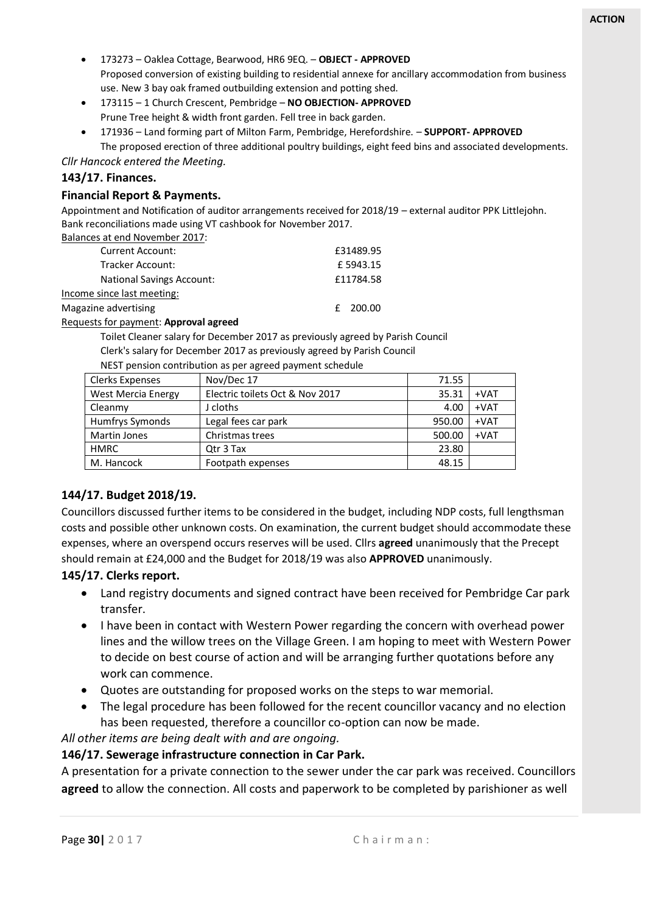**ACTION**

- 173273 – Oaklea Cottage, Bearwood, HR6 9EQ. – **OBJECT - APPROVED**
  Proposed conversion of existing building to residential annexe for ancillary accommodation from business use. New 3 bay oak framed outbuilding extension and potting shed.
- 173115 – 1 Church Crescent, Pembridge – **NO OBJECTION- APPROVED**
  Prune Tree height & width front garden. Fell tree in back garden.
- 171936 – Land forming part of Milton Farm, Pembridge, Herefordshire. – **SUPPORT- APPROVED**
  The proposed erection of three additional poultry buildings, eight feed bins and associated developments.

*Cllr Hancock entered the Meeting.*

### 143/17. Finances.

### Financial Report & Payments.

Appointment and Notification of auditor arrangements received for 2018/19 – external auditor PPK Littlejohn.
Bank reconciliations made using VT cashbook for November 2017.

Balances at end November 2017:

| | |
|---|---|
| Current Account: | £31489.95 |
| Tracker Account: | £ 5943.15 |
| National Savings Account: | £11784.58 |

Income since last meeting:

| | |
|---|---|
| Magazine advertising | £ 200.00 |

Requests for payment: **Approval agreed**

Toilet Cleaner salary for December 2017 as previously agreed by Parish Council
Clerk's salary for December 2017 as previously agreed by Parish Council
NEST pension contribution as per agreed payment schedule

| | | | |
|---|---|---|---|
| Clerks Expenses | Nov/Dec 17 | 71.55 | |
| West Mercia Energy | Electric toilets Oct & Nov 2017 | 35.31 | +VAT |
| Cleanmy | J cloths | 4.00 | +VAT |
| Humfrys Symonds | Legal fees car park | 950.00 | +VAT |
| Martin Jones | Christmas trees | 500.00 | +VAT |
| HMRC | Qtr 3 Tax | 23.80 | |
| M. Hancock | Footpath expenses | 48.15 | |

### 144/17. Budget 2018/19.

Councillors discussed further items to be considered in the budget, including NDP costs, full lengthsman costs and possible other unknown costs. On examination, the current budget should accommodate these expenses, where an overspend occurs reserves will be used. Cllrs **agreed** unanimously that the Precept should remain at £24,000 and the Budget for 2018/19 was also **APPROVED** unanimously.

### 145/17. Clerks report.

- Land registry documents and signed contract have been received for Pembridge Car park transfer.
- I have been in contact with Western Power regarding the concern with overhead power lines and the willow trees on the Village Green. I am hoping to meet with Western Power to decide on best course of action and will be arranging further quotations before any work can commence.
- Quotes are outstanding for proposed works on the steps to war memorial.
- The legal procedure has been followed for the recent councillor vacancy and no election has been requested, therefore a councillor co-option can now be made.

*All other items are being dealt with and are ongoing.*

### 146/17. Sewerage infrastructure connection in Car Park.

A presentation for a private connection to the sewer under the car park was received. Councillors **agreed** to allow the connection. All costs and paperwork to be completed by parishioner as well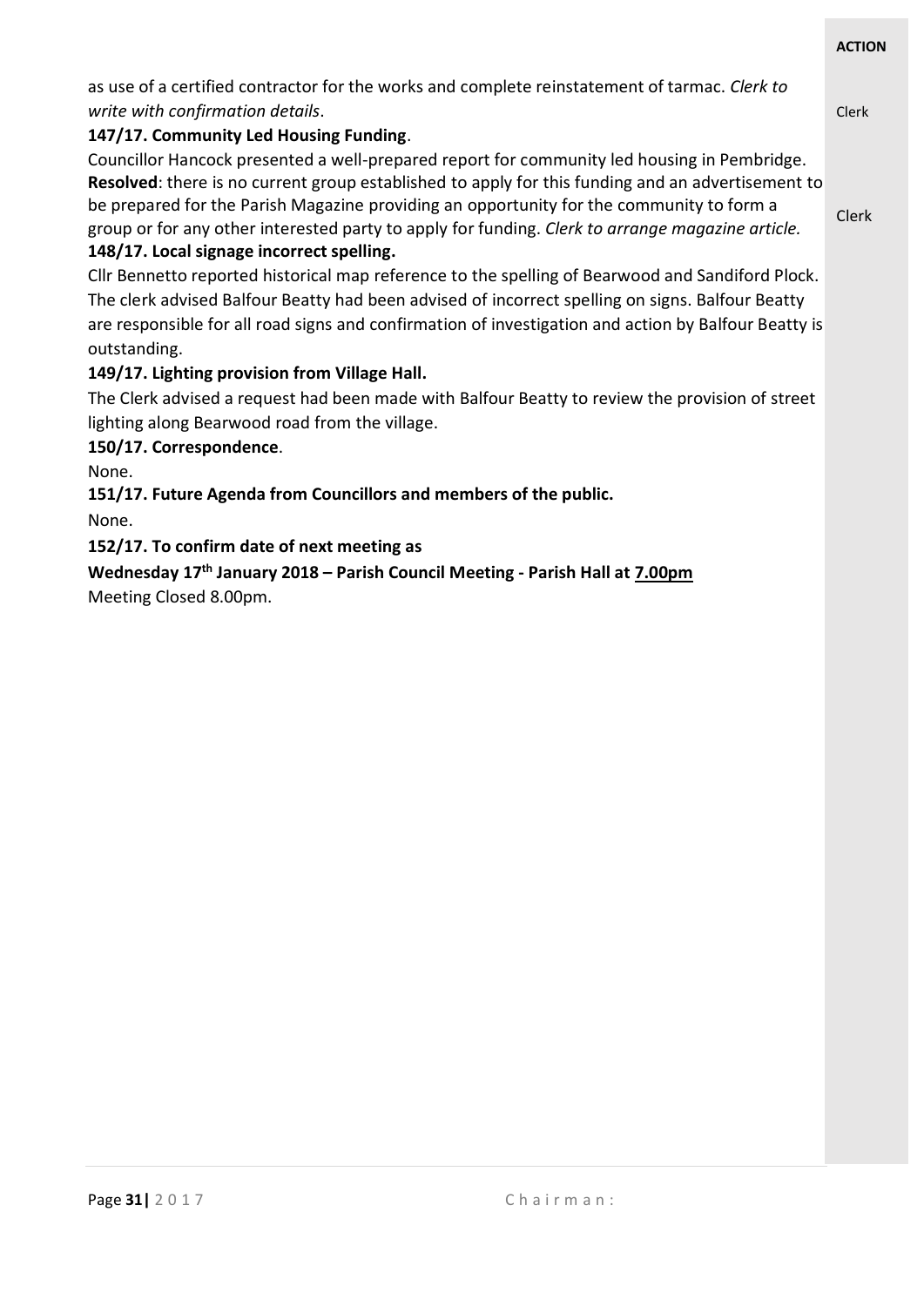**ACTION**

as use of a certified contractor for the works and complete reinstatement of tarmac. *Clerk to write with confirmation details*. — Clerk

**147/17. Community Led Housing Funding**.

Councillor Hancock presented a well-prepared report for community led housing in Pembridge. **Resolved**: there is no current group established to apply for this funding and an advertisement to be prepared for the Parish Magazine providing an opportunity for the community to form a group or for any other interested party to apply for funding. *Clerk to arrange magazine article.* — Clerk

**148/17. Local signage incorrect spelling.**

Cllr Bennetto reported historical map reference to the spelling of Bearwood and Sandiford Plock. The clerk advised Balfour Beatty had been advised of incorrect spelling on signs. Balfour Beatty are responsible for all road signs and confirmation of investigation and action by Balfour Beatty is outstanding.

**149/17. Lighting provision from Village Hall.**

The Clerk advised a request had been made with Balfour Beatty to review the provision of street lighting along Bearwood road from the village.

**150/17. Correspondence**.

None.

**151/17. Future Agenda from Councillors and members of the public.**

None.

**152/17. To confirm date of next meeting as**

**Wednesday 17th January 2018 – Parish Council Meeting - Parish Hall at 7.00pm**

Meeting Closed 8.00pm.

Chairman: